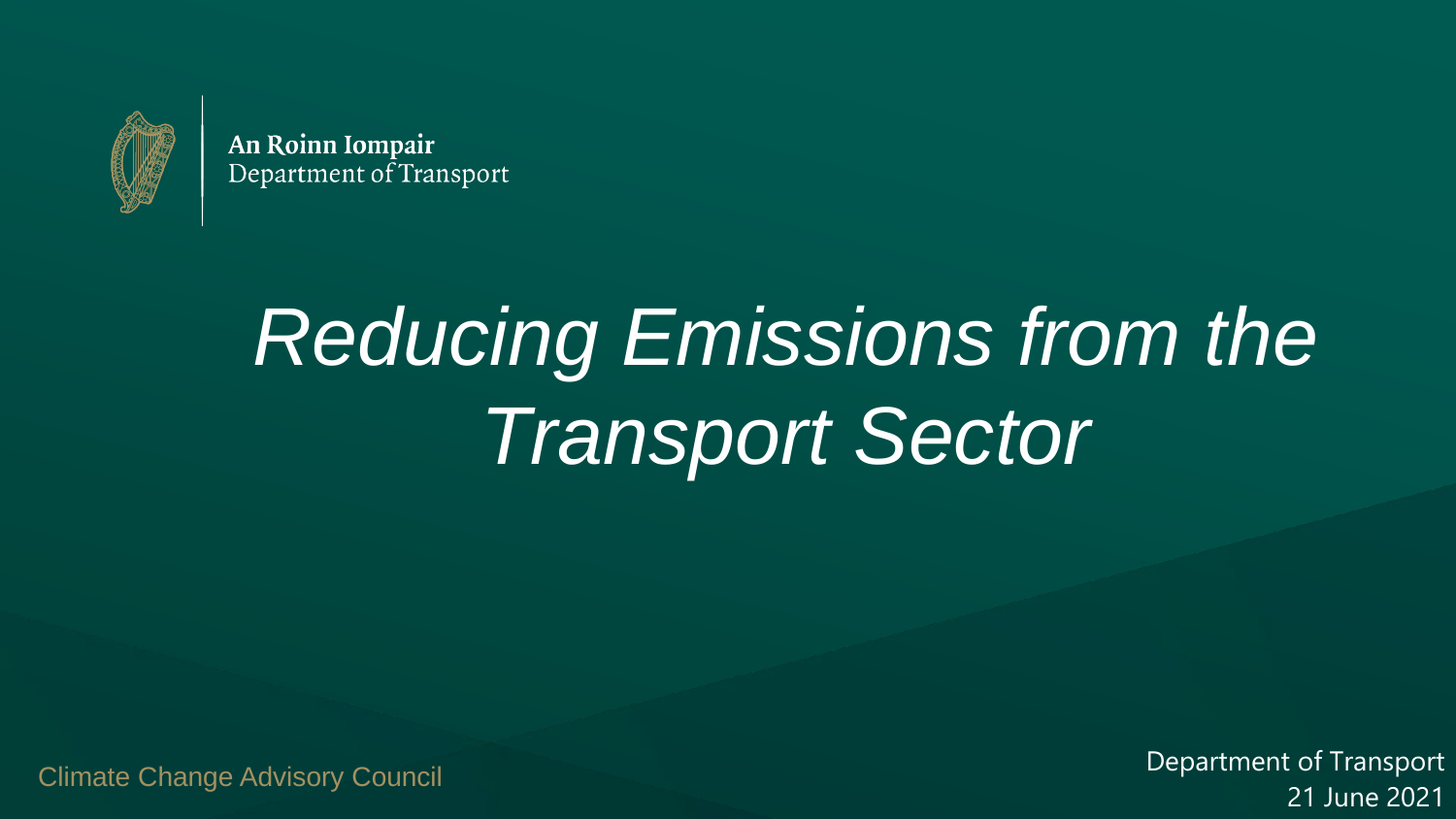An Roinn Iompair
Department of Transport

# *Reducing Emissions from the Transport Sector*

Climate Change Advisory Council

Department of Transport
21 June 2021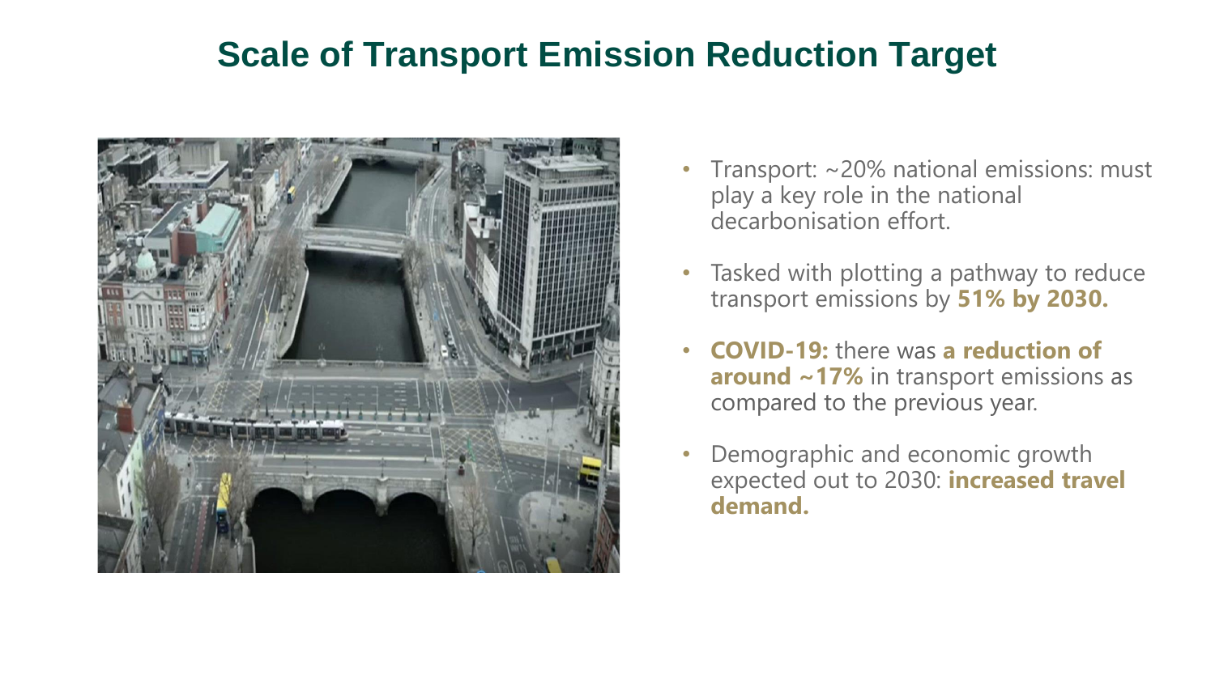# Scale of Transport Emission Reduction Target

- Transport: ~20% national emissions: must play a key role in the national decarbonisation effort.
- Tasked with plotting a pathway to reduce transport emissions by **51% by 2030.**
- **COVID-19:** there was **a reduction of around ~17%** in transport emissions as compared to the previous year.
- Demographic and economic growth expected out to 2030: **increased travel demand.**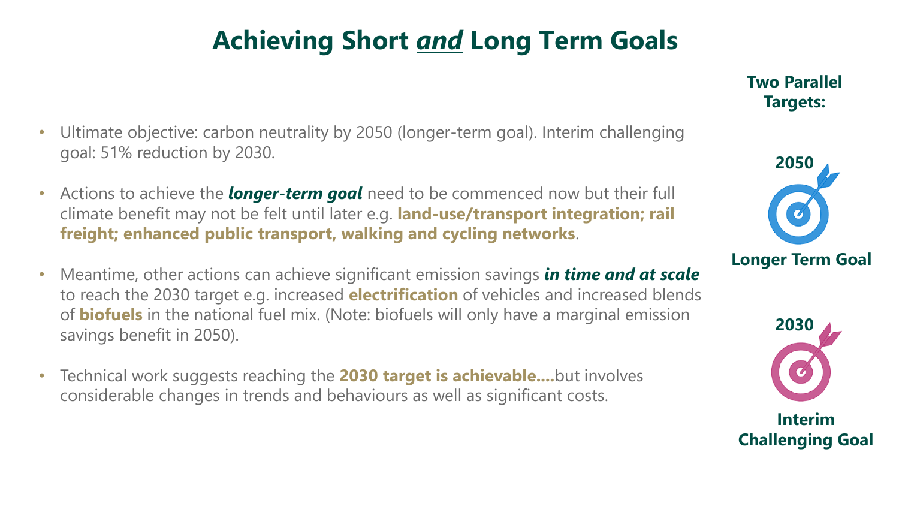# Achieving Short *and* Long Term Goals

**Two Parallel Targets:**

- Ultimate objective: carbon neutrality by 2050 (longer-term goal). Interim challenging goal: 51% reduction by 2030.
- Actions to achieve the ***longer-term goal*** need to be commenced now but their full climate benefit may not be felt until later e.g. **land-use/transport integration; rail freight; enhanced public transport, walking and cycling networks**.
- Meantime, other actions can achieve significant emission savings ***in time and at scale*** to reach the 2030 target e.g. increased **electrification** of vehicles and increased blends of **biofuels** in the national fuel mix. (Note: biofuels will only have a marginal emission savings benefit in 2050).
- Technical work suggests reaching the **2030 target is achievable....** but involves considerable changes in trends and behaviours as well as significant costs.

**2050**

**Longer Term Goal**

**2030**

**Interim Challenging Goal**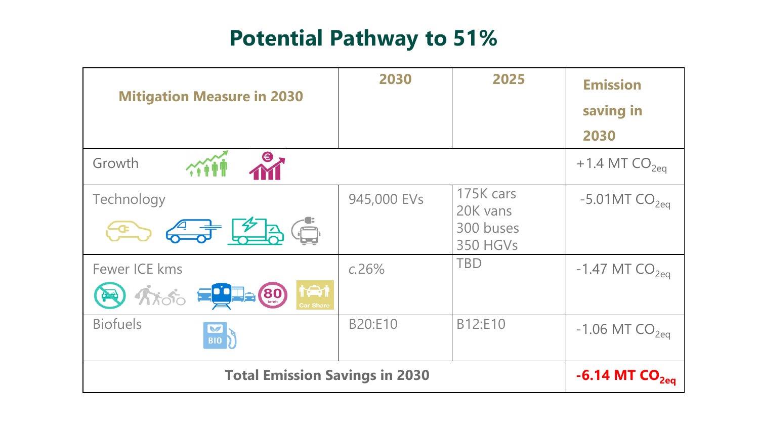# Potential Pathway to 51%

| Mitigation Measure in 2030 | 2030 | 2025 | Emission saving in 2030 |
|---|---|---|---|
| Growth | | | +1.4 MT $CO_{2eq}$ |
| Technology | 945,000 EVs | 175K cars<br>20K vans<br>300 buses<br>350 HGVs | -5.01MT $CO_{2eq}$ |
| Fewer ICE kms | c.26% | TBD | -1.47 MT $CO_{2eq}$ |
| Biofuels | B20:E10 | B12:E10 | -1.06 MT $CO_{2eq}$ |
| **Total Emission Savings in 2030** | | | **-6.14 MT $CO_{2eq}$** |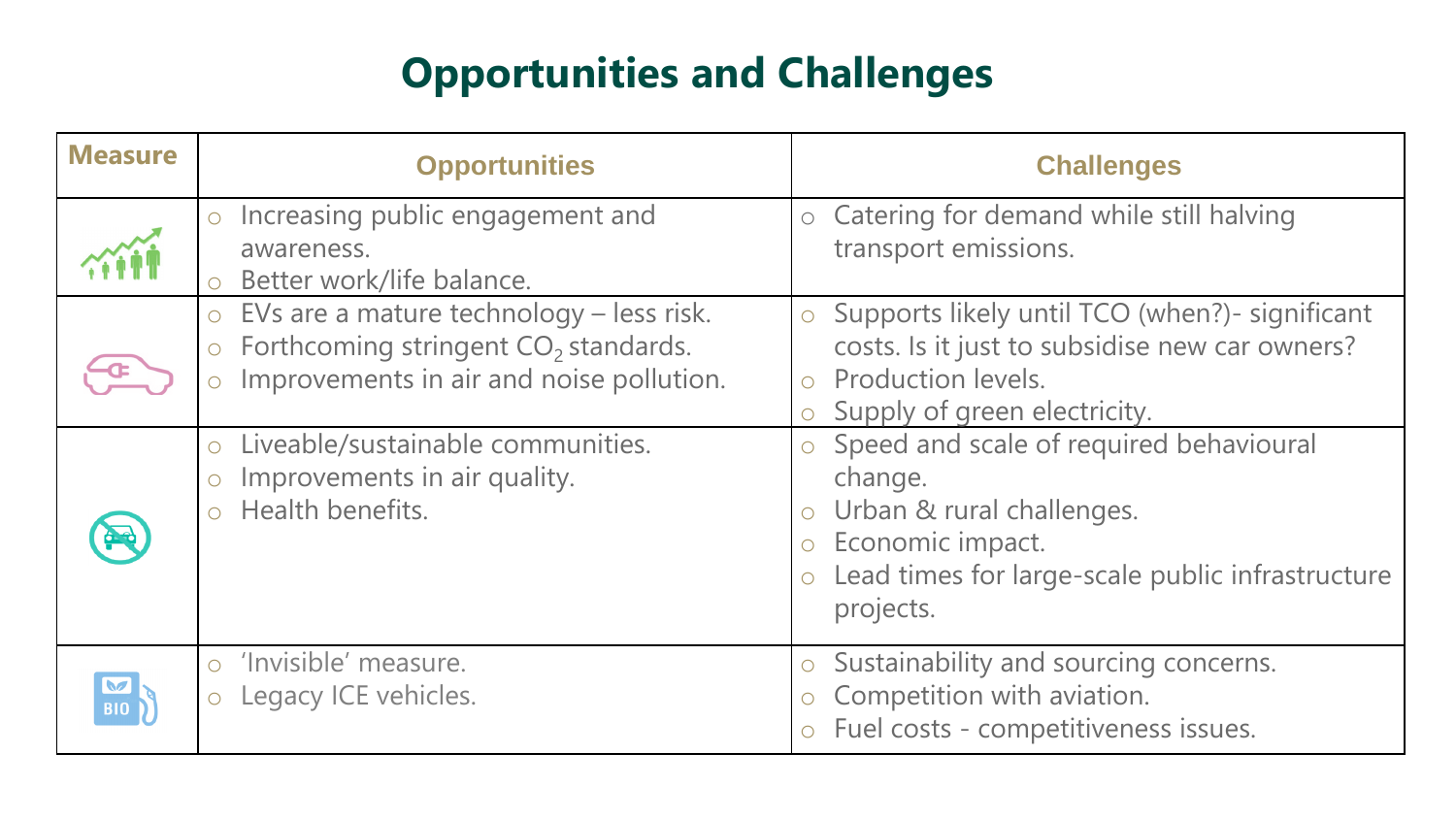# Opportunities and Challenges

| Measure | Opportunities | Challenges |
|---|---|---|
| | ○ Increasing public engagement and awareness.<br>○ Better work/life balance. | ○ Catering for demand while still halving transport emissions. |
| | ○ EVs are a mature technology – less risk.<br>○ Forthcoming stringent $CO_2$ standards.<br>○ Improvements in air and noise pollution. | ○ Supports likely until TCO (when?)- significant costs. Is it just to subsidise new car owners?<br>○ Production levels.<br>○ Supply of green electricity. |
| | ○ Liveable/sustainable communities.<br>○ Improvements in air quality.<br>○ Health benefits. | ○ Speed and scale of required behavioural change.<br>○ Urban & rural challenges.<br>○ Economic impact.<br>○ Lead times for large-scale public infrastructure projects. |
| BIO | ○ 'Invisible' measure.<br>○ Legacy ICE vehicles. | ○ Sustainability and sourcing concerns.<br>○ Competition with aviation.<br>○ Fuel costs - competitiveness issues. |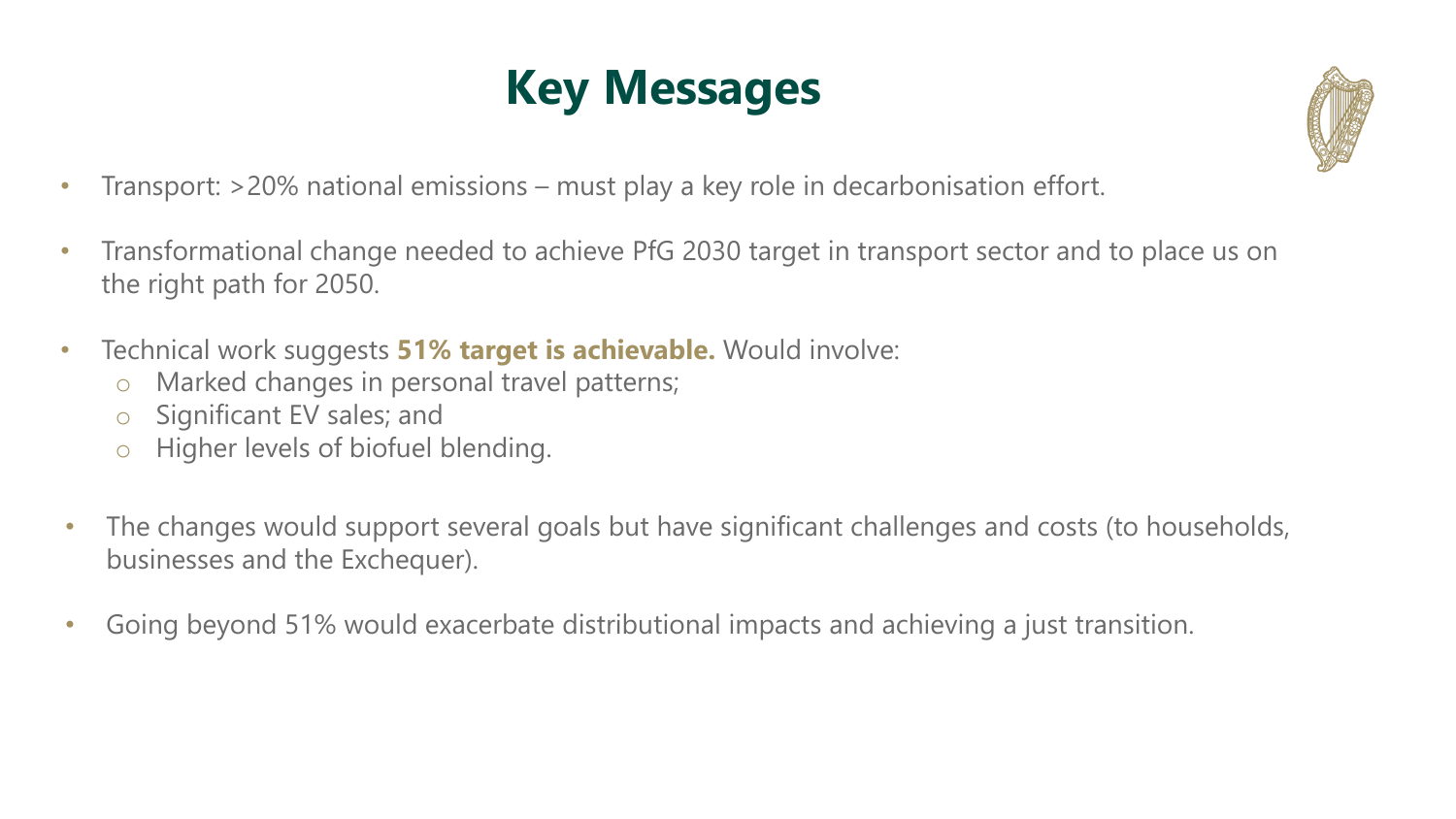# Key Messages

- Transport: >20% national emissions – must play a key role in decarbonisation effort.
- Transformational change needed to achieve PfG 2030 target in transport sector and to place us on the right path for 2050.
- Technical work suggests **51% target is achievable.** Would involve:
  - Marked changes in personal travel patterns;
  - Significant EV sales; and
  - Higher levels of biofuel blending.
- The changes would support several goals but have significant challenges and costs (to households, businesses and the Exchequer).
- Going beyond 51% would exacerbate distributional impacts and achieving a just transition.